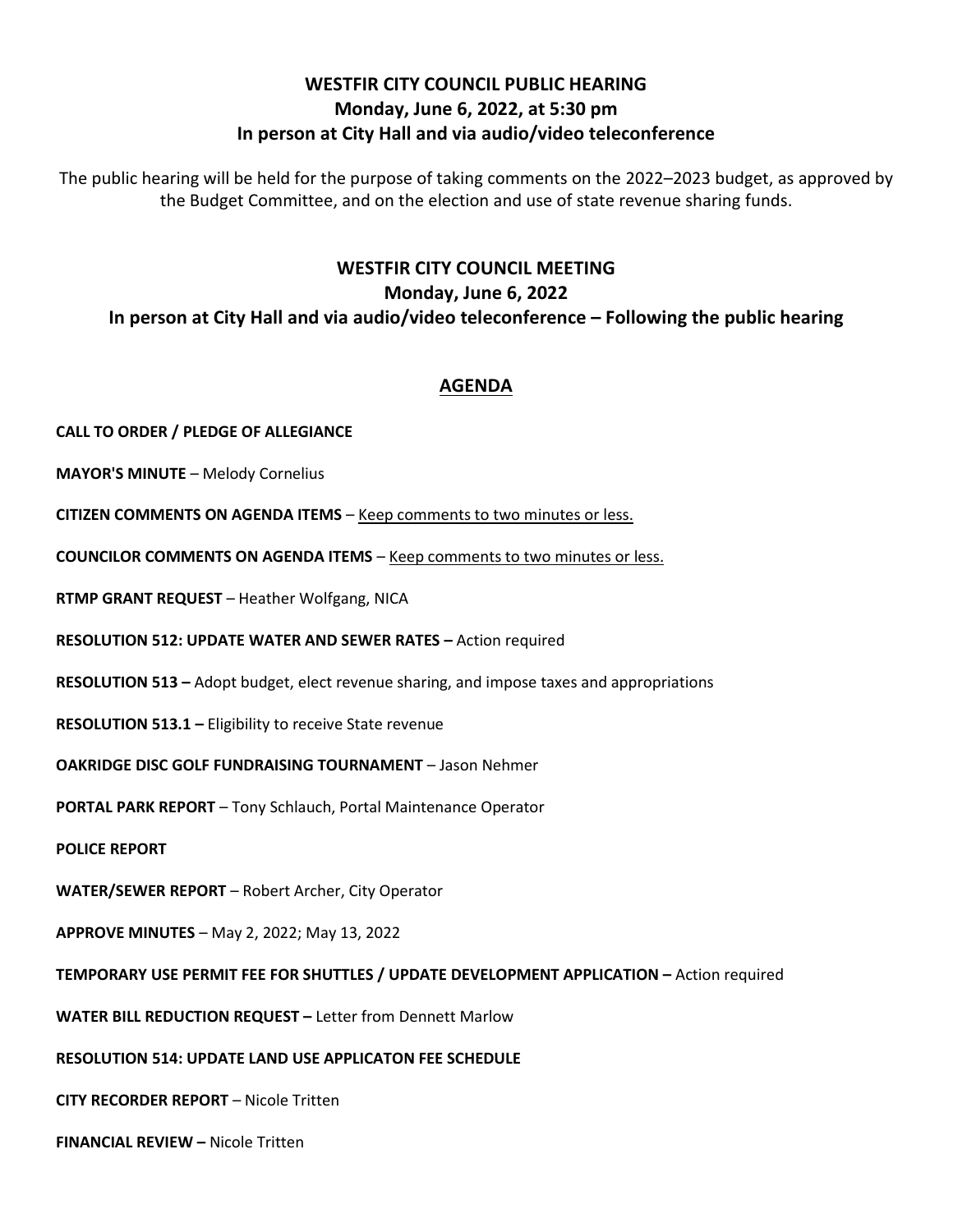# WESTFIR CITY COUNCIL PUBLIC HEARING
## Monday, June 6, 2022, at 5:30 pm
## In person at City Hall and via audio/video teleconference

The public hearing will be held for the purpose of taking comments on the 2022–2023 budget, as approved by the Budget Committee, and on the election and use of state revenue sharing funds.

# WESTFIR CITY COUNCIL MEETING
## Monday, June 6, 2022
## In person at City Hall and via audio/video teleconference – Following the public hearing

## AGENDA

**CALL TO ORDER / PLEDGE OF ALLEGIANCE**

**MAYOR'S MINUTE** – Melody Cornelius

**CITIZEN COMMENTS ON AGENDA ITEMS** – Keep comments to two minutes or less.

**COUNCILOR COMMENTS ON AGENDA ITEMS** – Keep comments to two minutes or less.

**RTMP GRANT REQUEST** – Heather Wolfgang, NICA

**RESOLUTION 512: UPDATE WATER AND SEWER RATES –** Action required

**RESOLUTION 513 –** Adopt budget, elect revenue sharing, and impose taxes and appropriations

**RESOLUTION 513.1 –** Eligibility to receive State revenue

**OAKRIDGE DISC GOLF FUNDRAISING TOURNAMENT** – Jason Nehmer

**PORTAL PARK REPORT** – Tony Schlauch, Portal Maintenance Operator

**POLICE REPORT**

**WATER/SEWER REPORT** – Robert Archer, City Operator

**APPROVE MINUTES** – May 2, 2022; May 13, 2022

**TEMPORARY USE PERMIT FEE FOR SHUTTLES / UPDATE DEVELOPMENT APPLICATION –** Action required

**WATER BILL REDUCTION REQUEST –** Letter from Dennett Marlow

**RESOLUTION 514: UPDATE LAND USE APPLICATON FEE SCHEDULE**

**CITY RECORDER REPORT** – Nicole Tritten

**FINANCIAL REVIEW –** Nicole Tritten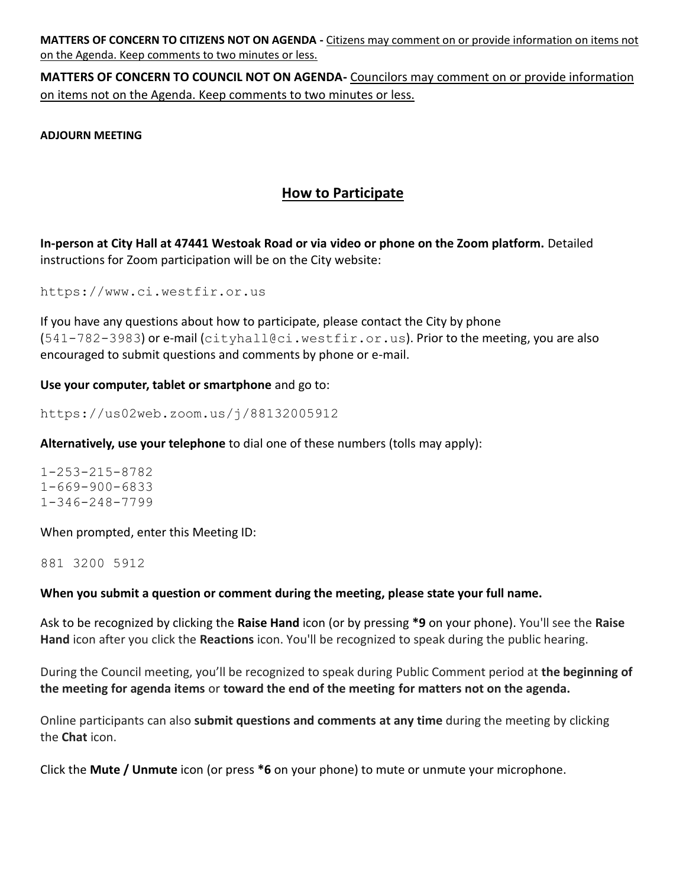**MATTERS OF CONCERN TO CITIZENS NOT ON AGENDA -** Citizens may comment on or provide information on items not on the Agenda. Keep comments to two minutes or less.

**MATTERS OF CONCERN TO COUNCIL NOT ON AGENDA-** Councilors may comment on or provide information on items not on the Agenda. Keep comments to two minutes or less.

**ADJOURN MEETING**

## How to Participate

**In-person at City Hall at 47441 Westoak Road or via video or phone on the Zoom platform.** Detailed instructions for Zoom participation will be on the City website:

https://www.ci.westfir.or.us

If you have any questions about how to participate, please contact the City by phone (541-782-3983) or e-mail (cityhall@ci.westfir.or.us). Prior to the meeting, you are also encouraged to submit questions and comments by phone or e-mail.

**Use your computer, tablet or smartphone** and go to:

https://us02web.zoom.us/j/88132005912

**Alternatively, use your telephone** to dial one of these numbers (tolls may apply):

1-253-215-8782
1-669-900-6833
1-346-248-7799

When prompted, enter this Meeting ID:

881 3200 5912

**When you submit a question or comment during the meeting, please state your full name.**

Ask to be recognized by clicking the **Raise Hand** icon (or by pressing **\*9** on your phone). You'll see the **Raise Hand** icon after you click the **Reactions** icon. You'll be recognized to speak during the public hearing.

During the Council meeting, you'll be recognized to speak during Public Comment period at **the beginning of the meeting for agenda items** or **toward the end of the meeting for matters not on the agenda.**

Online participants can also **submit questions and comments at any time** during the meeting by clicking the **Chat** icon.

Click the **Mute / Unmute** icon (or press **\*6** on your phone) to mute or unmute your microphone.